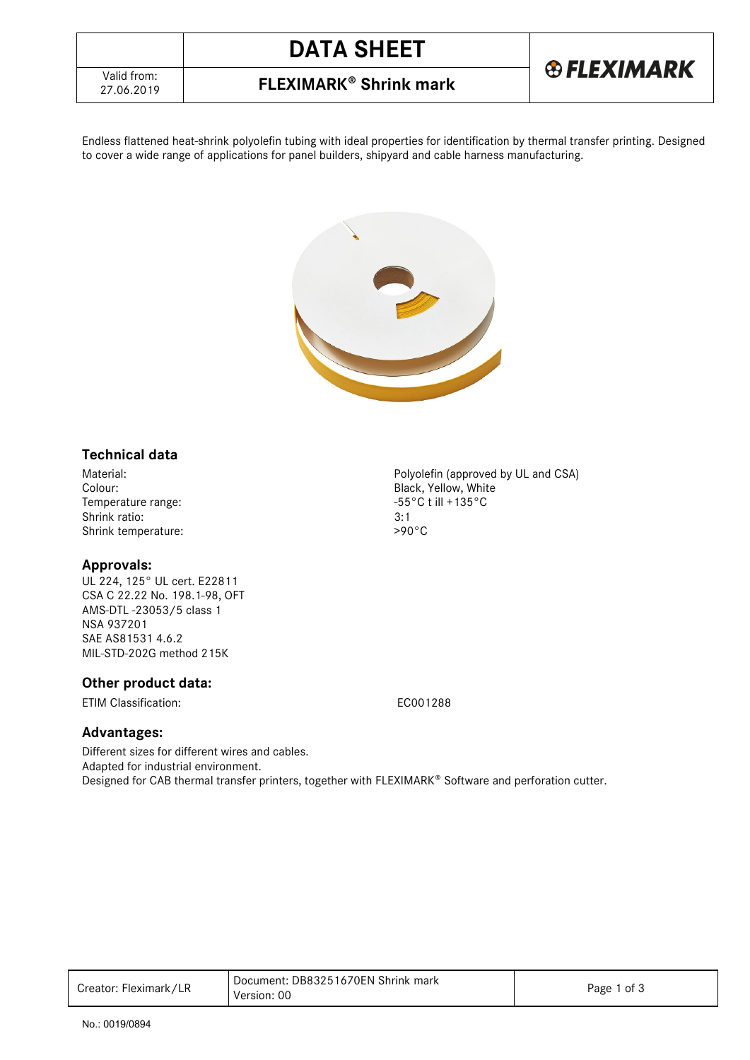# DATA SHEET

Valid from: 27.06.2019

## FLEXIMARK® Shrink mark

Endless flattened heat-shrink polyolefin tubing with ideal properties for identification by thermal transfer printing. Designed to cover a wide range of applications for panel builders, shipyard and cable harness manufacturing.

## Technical data

| | |
|---|---|
| Material: | Polyolefin (approved by UL and CSA) |
| Colour: | Black, Yellow, White |
| Temperature range: | -55°C t ill +135°C |
| Shrink ratio: | 3:1 |
| Shrink temperature: | >90°C |

## Approvals:

UL 224, 125° UL cert. E22811
CSA C 22.22 No. 198.1-98, OFT
AMS-DTL -23053/5 class 1
NSA 937201
SAE AS81531 4.6.2
MIL-STD-202G method 215K

## Other product data:

| | |
|---|---|
| ETIM Classification: | EC001288 |

## Advantages:

Different sizes for different wires and cables.
Adapted for industrial environment.
Designed for CAB thermal transfer printers, together with FLEXIMARK® Software and perforation cutter.

| Creator: Fleximark/LR | Document: DB83251670EN Shrink mark Version: 00 |
|---|---|

No.: 0019/0894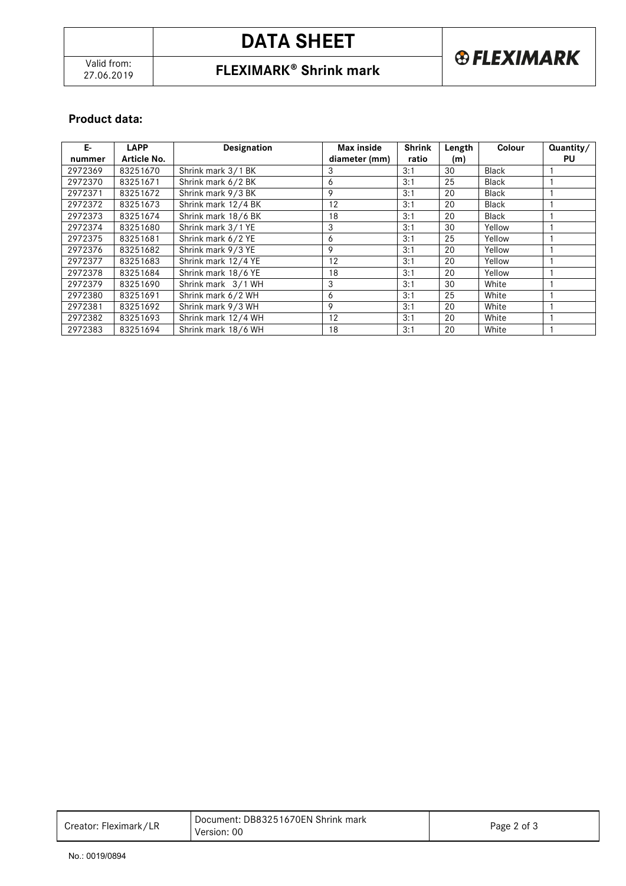## Product data:

| E-nummer | LAPP Article No. | Designation | Max inside diameter (mm) | Shrink ratio | Length (m) | Colour | Quantity/ PU |
|---|---|---|---|---|---|---|---|
| 2972369 | 83251670 | Shrink mark 3/1 BK | 3 | 3:1 | 30 | Black | 1 |
| 2972370 | 83251671 | Shrink mark 6/2 BK | 6 | 3:1 | 25 | Black | 1 |
| 2972371 | 83251672 | Shrink mark 9/3 BK | 9 | 3:1 | 20 | Black | 1 |
| 2972372 | 83251673 | Shrink mark 12/4 BK | 12 | 3:1 | 20 | Black | 1 |
| 2972373 | 83251674 | Shrink mark 18/6 BK | 18 | 3:1 | 20 | Black | 1 |
| 2972374 | 83251680 | Shrink mark 3/1 YE | 3 | 3:1 | 30 | Yellow | 1 |
| 2972375 | 83251681 | Shrink mark 6/2 YE | 6 | 3:1 | 25 | Yellow | 1 |
| 2972376 | 83251682 | Shrink mark 9/3 YE | 9 | 3:1 | 20 | Yellow | 1 |
| 2972377 | 83251683 | Shrink mark 12/4 YE | 12 | 3:1 | 20 | Yellow | 1 |
| 2972378 | 83251684 | Shrink mark 18/6 YE | 18 | 3:1 | 20 | Yellow | 1 |
| 2972379 | 83251690 | Shrink mark 3/1 WH | 3 | 3:1 | 30 | White | 1 |
| 2972380 | 83251691 | Shrink mark 6/2 WH | 6 | 3:1 | 25 | White | 1 |
| 2972381 | 83251692 | Shrink mark 9/3 WH | 9 | 3:1 | 20 | White | 1 |
| 2972382 | 83251693 | Shrink mark 12/4 WH | 12 | 3:1 | 20 | White | 1 |
| 2972383 | 83251694 | Shrink mark 18/6 WH | 18 | 3:1 | 20 | White | 1 |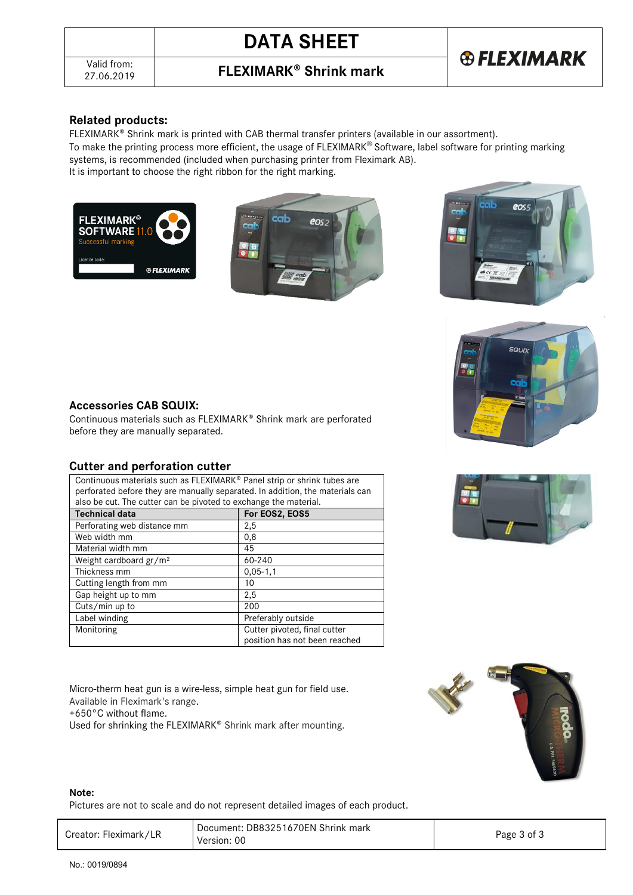## Related products:

FLEXIMARK® Shrink mark is printed with CAB thermal transfer printers (available in our assortment).
To make the printing process more efficient, the usage of FLEXIMARK® Software, label software for printing marking systems, is recommended (included when purchasing printer from Fleximark AB).
It is important to choose the right ribbon for the right marking.

## Accessories CAB SQUIX:

Continuous materials such as FLEXIMARK® Shrink mark are perforated before they are manually separated.

## Cutter and perforation cutter

Continuous materials such as FLEXIMARK® Panel strip or shrink tubes are perforated before they are manually separated. In addition, the materials can also be cut. The cutter can be pivoted to exchange the material.

| Technical data | For EOS2, EOS5 |
|---|---|
| Perforating web distance mm | 2,5 |
| Web width mm | 0,8 |
| Material width mm | 45 |
| Weight cardboard gr/m² | 60-240 |
| Thickness mm | 0,05-1,1 |
| Cutting length from mm | 10 |
| Gap height up to mm | 2,5 |
| Cuts/min up to | 200 |
| Label winding | Preferably outside |
| Monitoring | Cutter pivoted, final cutter position has not been reached |

Micro-therm heat gun is a wire-less, simple heat gun for field use.
Available in Fleximark's range.
+650°C without flame.
Used for shrinking the FLEXIMARK® Shrink mark after mounting.

**Note:**
Pictures are not to scale and do not represent detailed images of each product.

No.: 0019/0894